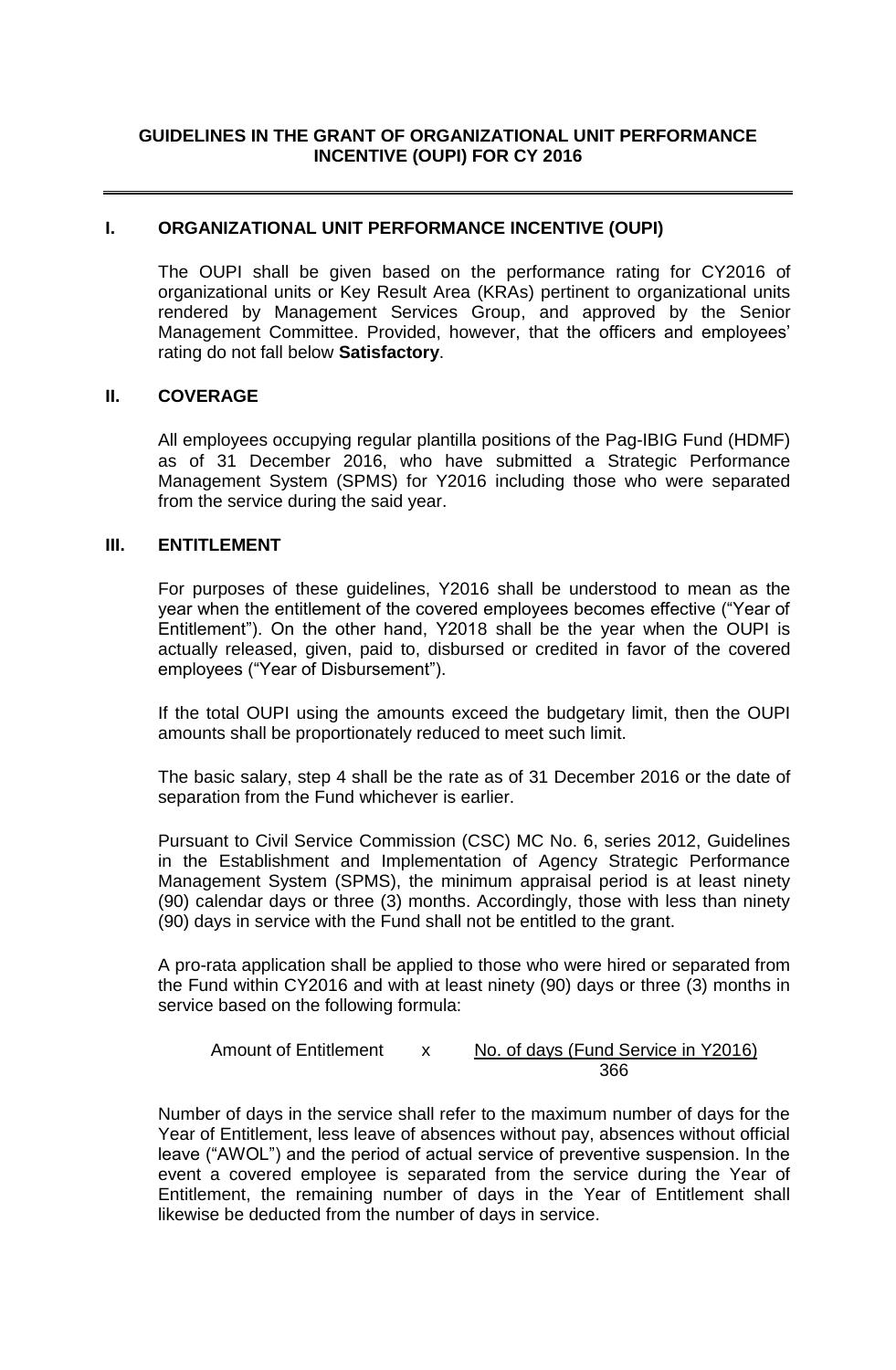# GUIDELINES IN THE GRANT OF ORGANIZATIONAL UNIT PERFORMANCE INCENTIVE (OUPI) FOR CY 2016

---

## I. ORGANIZATIONAL UNIT PERFORMANCE INCENTIVE (OUPI)

The OUPI shall be given based on the performance rating for CY2016 of organizational units or Key Result Area (KRAs) pertinent to organizational units rendered by Management Services Group, and approved by the Senior Management Committee. Provided, however, that the officers and employees' rating do not fall below **Satisfactory**.

## II. COVERAGE

All employees occupying regular plantilla positions of the Pag-IBIG Fund (HDMF) as of 31 December 2016, who have submitted a Strategic Performance Management System (SPMS) for Y2016 including those who were separated from the service during the said year.

## III. ENTITLEMENT

For purposes of these guidelines, Y2016 shall be understood to mean as the year when the entitlement of the covered employees becomes effective ("Year of Entitlement"). On the other hand, Y2018 shall be the year when the OUPI is actually released, given, paid to, disbursed or credited in favor of the covered employees ("Year of Disbursement").

If the total OUPI using the amounts exceed the budgetary limit, then the OUPI amounts shall be proportionately reduced to meet such limit.

The basic salary, step 4 shall be the rate as of 31 December 2016 or the date of separation from the Fund whichever is earlier.

Pursuant to Civil Service Commission (CSC) MC No. 6, series 2012, Guidelines in the Establishment and Implementation of Agency Strategic Performance Management System (SPMS), the minimum appraisal period is at least ninety (90) calendar days or three (3) months. Accordingly, those with less than ninety (90) days in service with the Fund shall not be entitled to the grant.

A pro-rata application shall be applied to those who were hired or separated from the Fund within CY2016 and with at least ninety (90) days or three (3) months in service based on the following formula:

$$\text{Amount of Entitlement} \quad \times \quad \frac{\text{No. of days (Fund Service in Y2016)}}{366}$$

Number of days in the service shall refer to the maximum number of days for the Year of Entitlement, less leave of absences without pay, absences without official leave ("AWOL") and the period of actual service of preventive suspension. In the event a covered employee is separated from the service during the Year of Entitlement, the remaining number of days in the Year of Entitlement shall likewise be deducted from the number of days in service.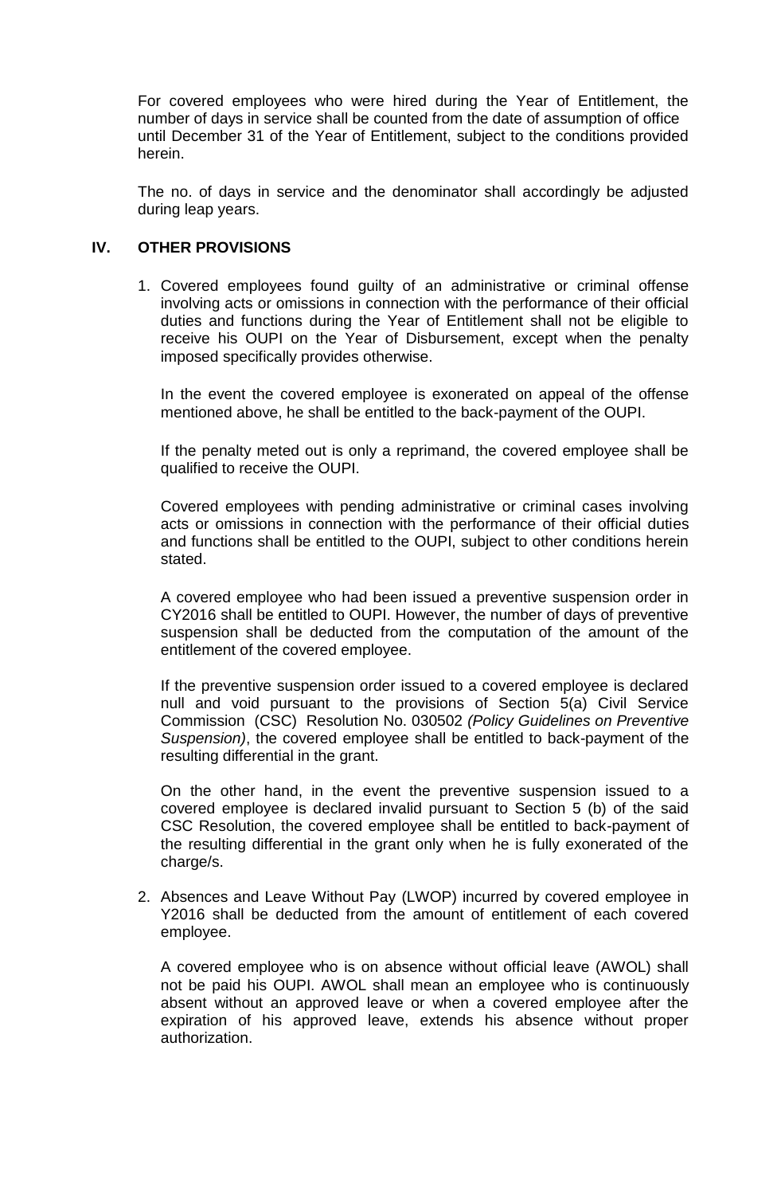For covered employees who were hired during the Year of Entitlement, the number of days in service shall be counted from the date of assumption of office until December 31 of the Year of Entitlement, subject to the conditions provided herein.

The no. of days in service and the denominator shall accordingly be adjusted during leap years.

## IV. OTHER PROVISIONS

1. Covered employees found guilty of an administrative or criminal offense involving acts or omissions in connection with the performance of their official duties and functions during the Year of Entitlement shall not be eligible to receive his OUPI on the Year of Disbursement, except when the penalty imposed specifically provides otherwise.

   In the event the covered employee is exonerated on appeal of the offense mentioned above, he shall be entitled to the back-payment of the OUPI.

   If the penalty meted out is only a reprimand, the covered employee shall be qualified to receive the OUPI.

   Covered employees with pending administrative or criminal cases involving acts or omissions in connection with the performance of their official duties and functions shall be entitled to the OUPI, subject to other conditions herein stated.

   A covered employee who had been issued a preventive suspension order in CY2016 shall be entitled to OUPI. However, the number of days of preventive suspension shall be deducted from the computation of the amount of the entitlement of the covered employee.

   If the preventive suspension order issued to a covered employee is declared null and void pursuant to the provisions of Section 5(a) Civil Service Commission (CSC) Resolution No. 030502 *(Policy Guidelines on Preventive Suspension)*, the covered employee shall be entitled to back-payment of the resulting differential in the grant.

   On the other hand, in the event the preventive suspension issued to a covered employee is declared invalid pursuant to Section 5 (b) of the said CSC Resolution, the covered employee shall be entitled to back-payment of the resulting differential in the grant only when he is fully exonerated of the charge/s.

2. Absences and Leave Without Pay (LWOP) incurred by covered employee in Y2016 shall be deducted from the amount of entitlement of each covered employee.

   A covered employee who is on absence without official leave (AWOL) shall not be paid his OUPI. AWOL shall mean an employee who is continuously absent without an approved leave or when a covered employee after the expiration of his approved leave, extends his absence without proper authorization.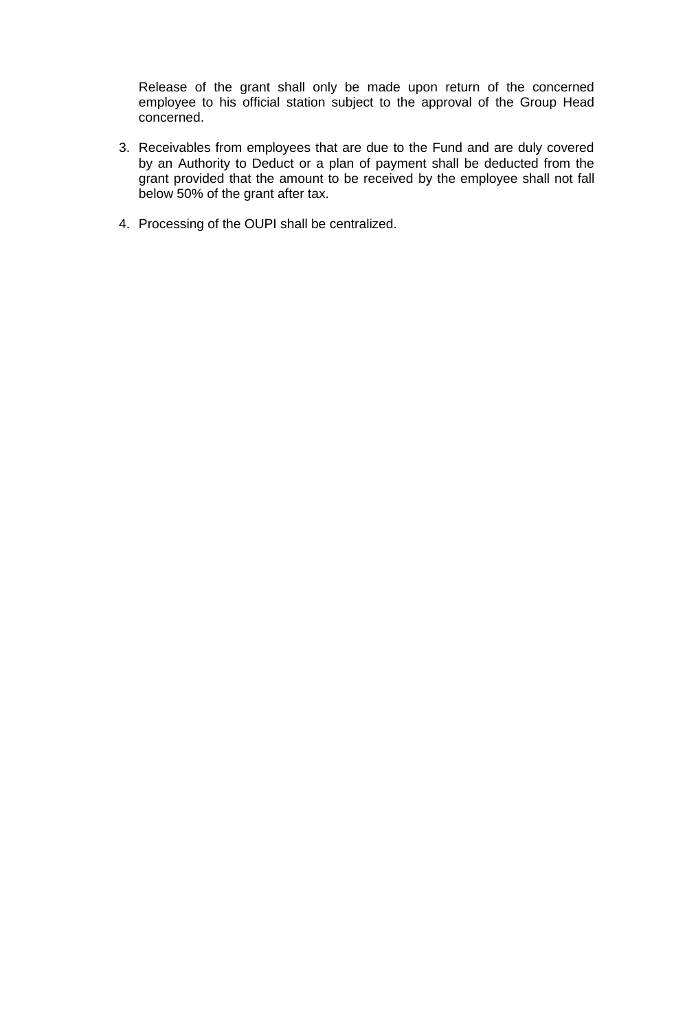Release of the grant shall only be made upon return of the concerned employee to his official station subject to the approval of the Group Head concerned.

3. Receivables from employees that are due to the Fund and are duly covered by an Authority to Deduct or a plan of payment shall be deducted from the grant provided that the amount to be received by the employee shall not fall below 50% of the grant after tax.

4. Processing of the OUPI shall be centralized.